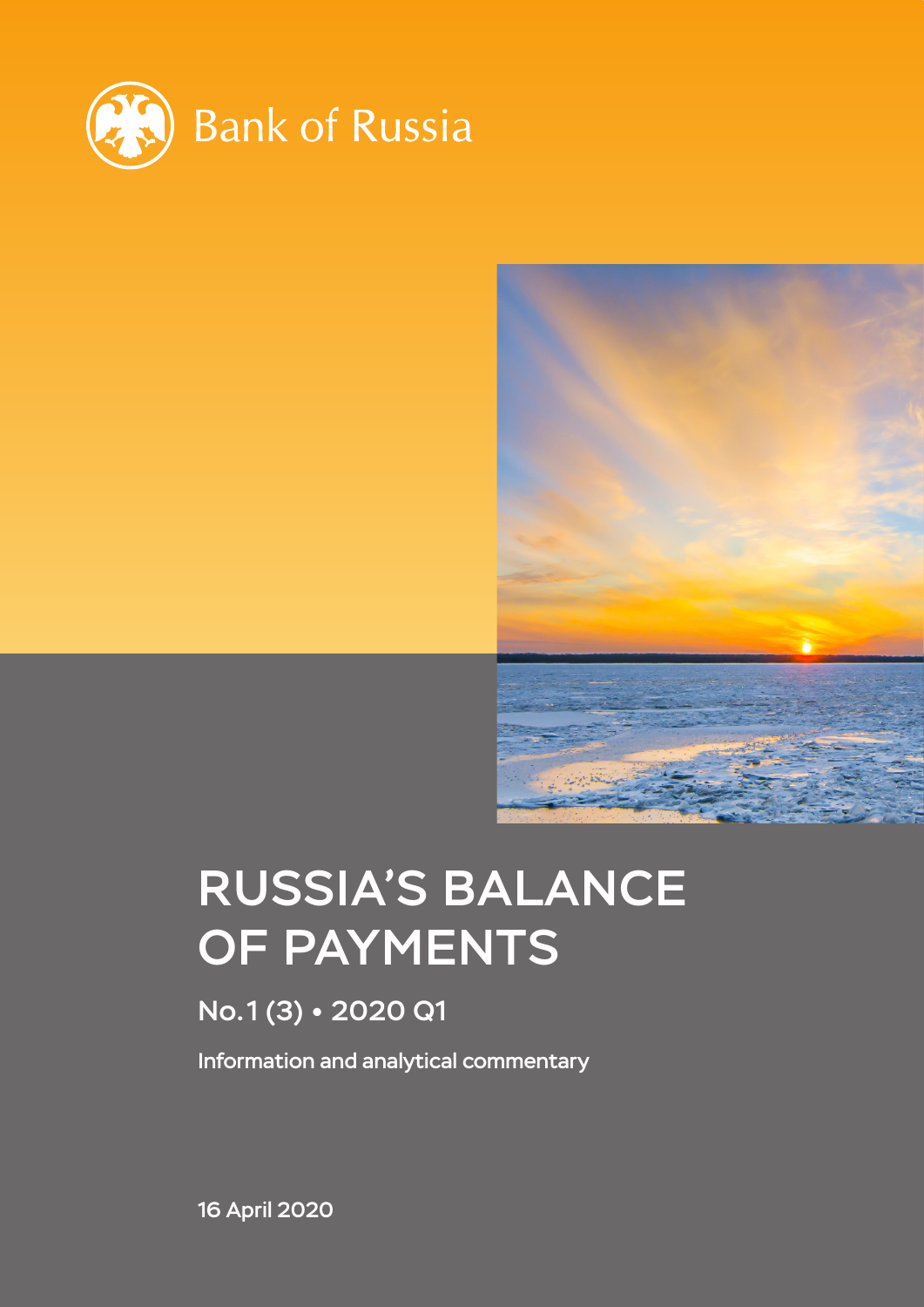Bank of Russia

# RUSSIA'S BALANCE OF PAYMENTS

## No. 1 (3) • 2020 Q1

Information and analytical commentary

16 April 2020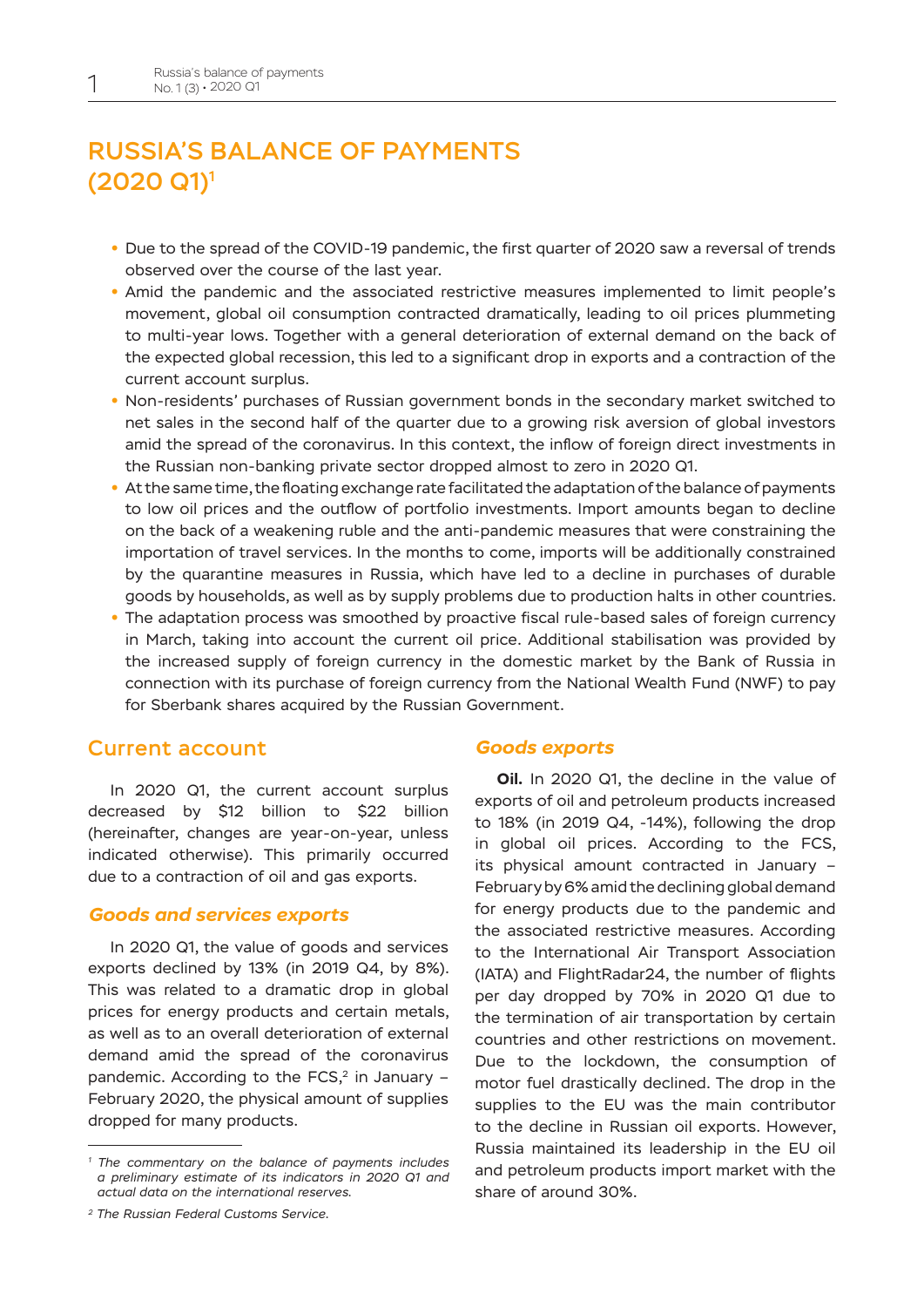# RUSSIA'S BALANCE OF PAYMENTS (2020 Q1)[1]

- Due to the spread of the COVID-19 pandemic, the first quarter of 2020 saw a reversal of trends observed over the course of the last year.
- Amid the pandemic and the associated restrictive measures implemented to limit people's movement, global oil consumption contracted dramatically, leading to oil prices plummeting to multi-year lows. Together with a general deterioration of external demand on the back of the expected global recession, this led to a significant drop in exports and a contraction of the current account surplus.
- Non-residents' purchases of Russian government bonds in the secondary market switched to net sales in the second half of the quarter due to a growing risk aversion of global investors amid the spread of the coronavirus. In this context, the inflow of foreign direct investments in the Russian non-banking private sector dropped almost to zero in 2020 Q1.
- At the same time, the floating exchange rate facilitated the adaptation of the balance of payments to low oil prices and the outflow of portfolio investments. Import amounts began to decline on the back of a weakening ruble and the anti-pandemic measures that were constraining the importation of travel services. In the months to come, imports will be additionally constrained by the quarantine measures in Russia, which have led to a decline in purchases of durable goods by households, as well as by supply problems due to production halts in other countries.
- The adaptation process was smoothed by proactive fiscal rule-based sales of foreign currency in March, taking into account the current oil price. Additional stabilisation was provided by the increased supply of foreign currency in the domestic market by the Bank of Russia in connection with its purchase of foreign currency from the National Wealth Fund (NWF) to pay for Sberbank shares acquired by the Russian Government.

## Current account

In 2020 Q1, the current account surplus decreased by $12 billion to $22 billion (hereinafter, changes are year-on-year, unless indicated otherwise). This primarily occurred due to a contraction of oil and gas exports.

### *Goods and services exports*

In 2020 Q1, the value of goods and services exports declined by 13% (in 2019 Q4, by 8%). This was related to a dramatic drop in global prices for energy products and certain metals, as well as to an overall deterioration of external demand amid the spread of the coronavirus pandemic. According to the FCS,[2] in January – February 2020, the physical amount of supplies dropped for many products.

### *Goods exports*

**Oil.** In 2020 Q1, the decline in the value of exports of oil and petroleum products increased to 18% (in 2019 Q4, -14%), following the drop in global oil prices. According to the FCS, its physical amount contracted in January – February by 6% amid the declining global demand for energy products due to the pandemic and the associated restrictive measures. According to the International Air Transport Association (IATA) and FlightRadar24, the number of flights per day dropped by 70% in 2020 Q1 due to the termination of air transportation by certain countries and other restrictions on movement. Due to the lockdown, the consumption of motor fuel drastically declined. The drop in the supplies to the EU was the main contributor to the decline in Russian oil exports. However, Russia maintained its leadership in the EU oil and petroleum products import market with the share of around 30%.

---

[1] *The commentary on the balance of payments includes a preliminary estimate of its indicators in 2020 Q1 and actual data on the international reserves.*

[2] *The Russian Federal Customs Service.*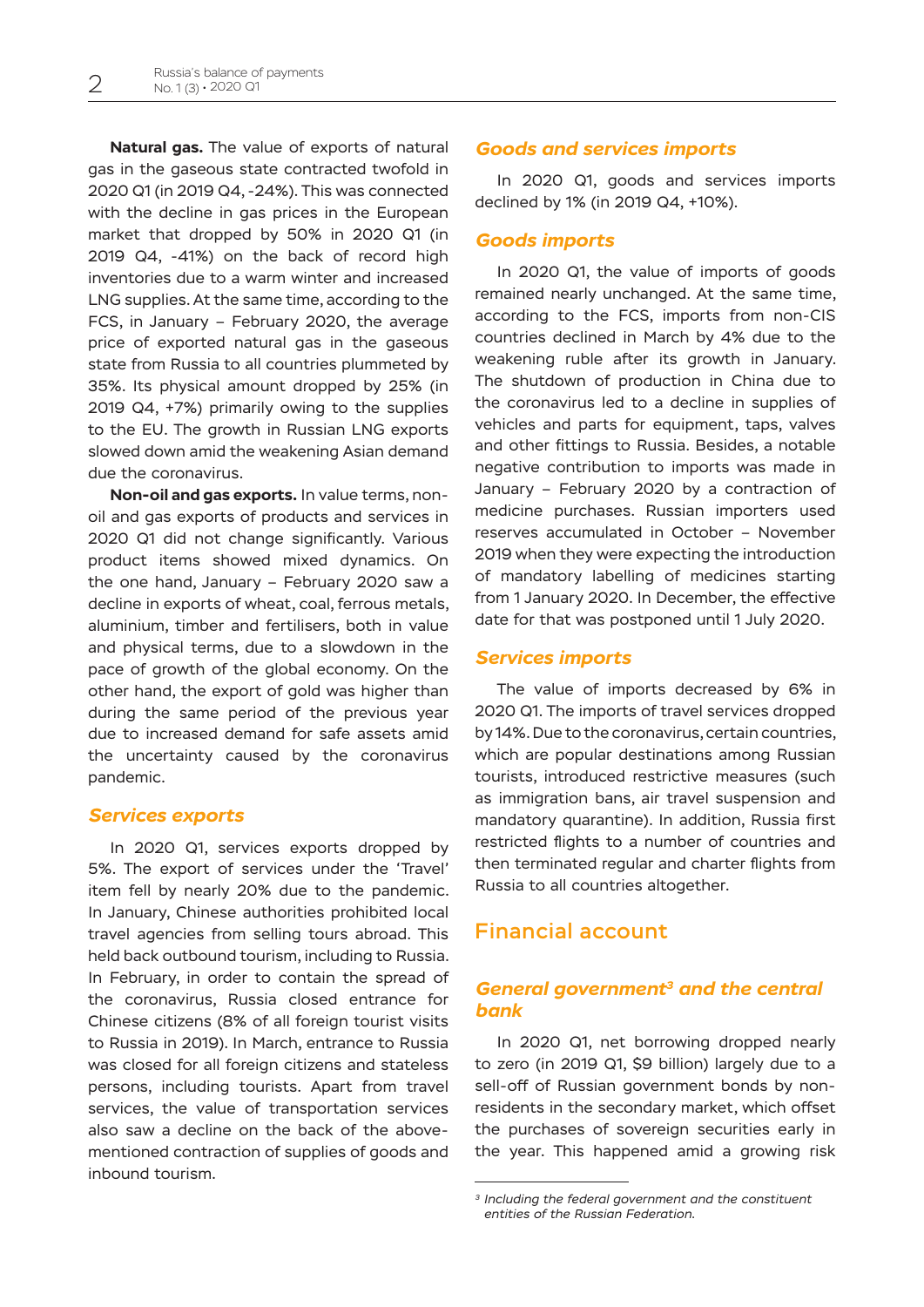**Natural gas.** The value of exports of natural gas in the gaseous state contracted twofold in 2020 Q1 (in 2019 Q4, -24%). This was connected with the decline in gas prices in the European market that dropped by 50% in 2020 Q1 (in 2019 Q4, -41%) on the back of record high inventories due to a warm winter and increased LNG supplies. At the same time, according to the FCS, in January – February 2020, the average price of exported natural gas in the gaseous state from Russia to all countries plummeted by 35%. Its physical amount dropped by 25% (in 2019 Q4, +7%) primarily owing to the supplies to the EU. The growth in Russian LNG exports slowed down amid the weakening Asian demand due the coronavirus.

**Non-oil and gas exports.** In value terms, non-oil and gas exports of products and services in 2020 Q1 did not change significantly. Various product items showed mixed dynamics. On the one hand, January – February 2020 saw a decline in exports of wheat, coal, ferrous metals, aluminium, timber and fertilisers, both in value and physical terms, due to a slowdown in the pace of growth of the global economy. On the other hand, the export of gold was higher than during the same period of the previous year due to increased demand for safe assets amid the uncertainty caused by the coronavirus pandemic.

### *Services exports*

In 2020 Q1, services exports dropped by 5%. The export of services under the 'Travel' item fell by nearly 20% due to the pandemic. In January, Chinese authorities prohibited local travel agencies from selling tours abroad. This held back outbound tourism, including to Russia. In February, in order to contain the spread of the coronavirus, Russia closed entrance for Chinese citizens (8% of all foreign tourist visits to Russia in 2019). In March, entrance to Russia was closed for all foreign citizens and stateless persons, including tourists. Apart from travel services, the value of transportation services also saw a decline on the back of the above-mentioned contraction of supplies of goods and inbound tourism.

### *Goods and services imports*

In 2020 Q1, goods and services imports declined by 1% (in 2019 Q4, +10%).

### *Goods imports*

In 2020 Q1, the value of imports of goods remained nearly unchanged. At the same time, according to the FCS, imports from non-CIS countries declined in March by 4% due to the weakening ruble after its growth in January. The shutdown of production in China due to the coronavirus led to a decline in supplies of vehicles and parts for equipment, taps, valves and other fittings to Russia. Besides, a notable negative contribution to imports was made in January – February 2020 by a contraction of medicine purchases. Russian importers used reserves accumulated in October – November 2019 when they were expecting the introduction of mandatory labelling of medicines starting from 1 January 2020. In December, the effective date for that was postponed until 1 July 2020.

### *Services imports*

The value of imports decreased by 6% in 2020 Q1. The imports of travel services dropped by 14%. Due to the coronavirus, certain countries, which are popular destinations among Russian tourists, introduced restrictive measures (such as immigration bans, air travel suspension and mandatory quarantine). In addition, Russia first restricted flights to a number of countries and then terminated regular and charter flights from Russia to all countries altogether.

## Financial account

### *General government[3] and the central bank*

In 2020 Q1, net borrowing dropped nearly to zero (in 2019 Q1, $9 billion) largely due to a sell-off of Russian government bonds by non-residents in the secondary market, which offset the purchases of sovereign securities early in the year. This happened amid a growing risk

[3] *Including the federal government and the constituent entities of the Russian Federation.*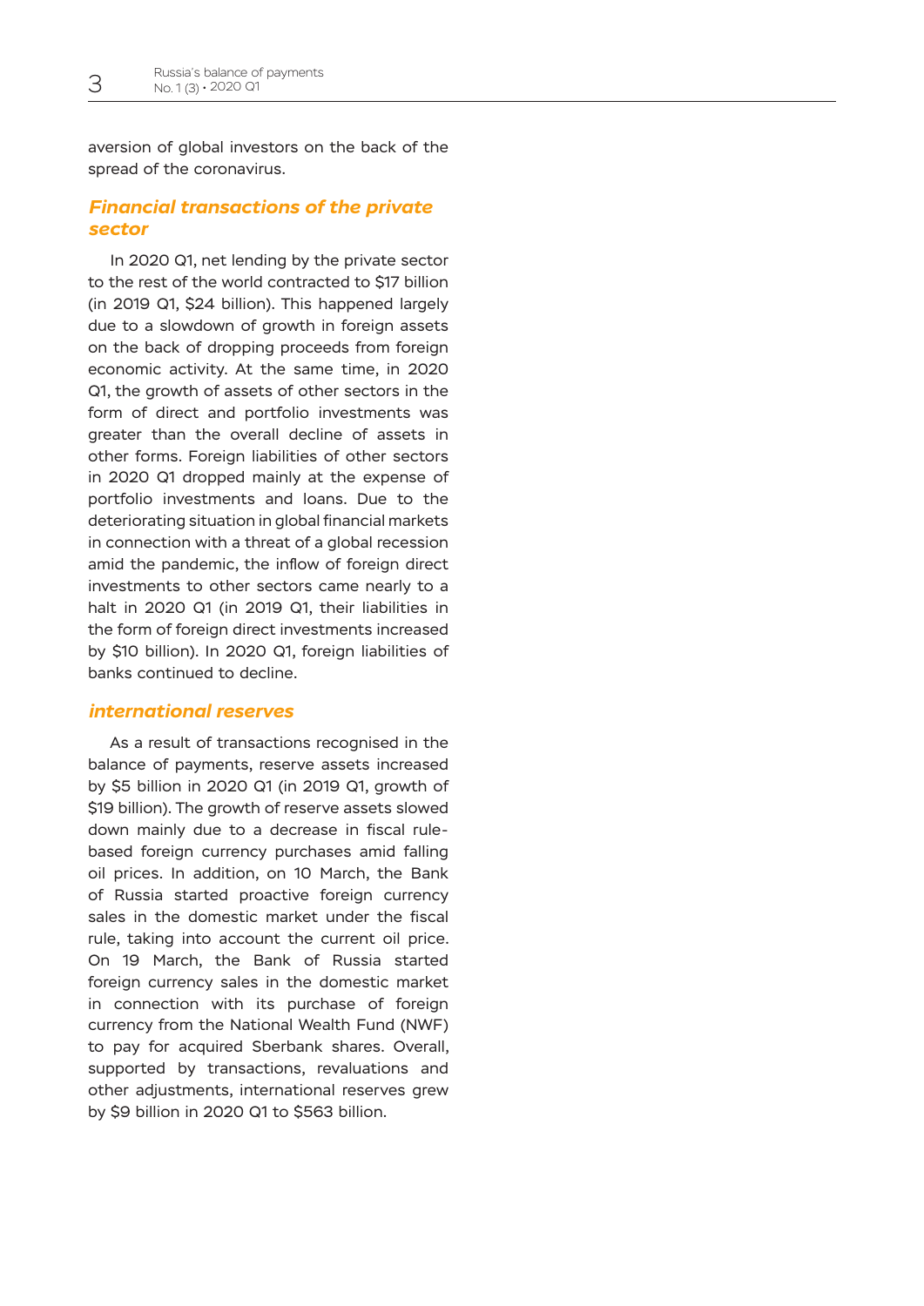aversion of global investors on the back of the spread of the coronavirus.

## *Financial transactions of the private sector*

In 2020 Q1, net lending by the private sector to the rest of the world contracted to $17 billion (in 2019 Q1, $24 billion). This happened largely due to a slowdown of growth in foreign assets on the back of dropping proceeds from foreign economic activity. At the same time, in 2020 Q1, the growth of assets of other sectors in the form of direct and portfolio investments was greater than the overall decline of assets in other forms. Foreign liabilities of other sectors in 2020 Q1 dropped mainly at the expense of portfolio investments and loans. Due to the deteriorating situation in global financial markets in connection with a threat of a global recession amid the pandemic, the inflow of foreign direct investments to other sectors came nearly to a halt in 2020 Q1 (in 2019 Q1, their liabilities in the form of foreign direct investments increased by $10 billion). In 2020 Q1, foreign liabilities of banks continued to decline.

## *international reserves*

As a result of transactions recognised in the balance of payments, reserve assets increased by $5 billion in 2020 Q1 (in 2019 Q1, growth of $19 billion). The growth of reserve assets slowed down mainly due to a decrease in fiscal rule-based foreign currency purchases amid falling oil prices. In addition, on 10 March, the Bank of Russia started proactive foreign currency sales in the domestic market under the fiscal rule, taking into account the current oil price. On 19 March, the Bank of Russia started foreign currency sales in the domestic market in connection with its purchase of foreign currency from the National Wealth Fund (NWF) to pay for acquired Sberbank shares. Overall, supported by transactions, revaluations and other adjustments, international reserves grew by $9 billion in 2020 Q1 to $563 billion.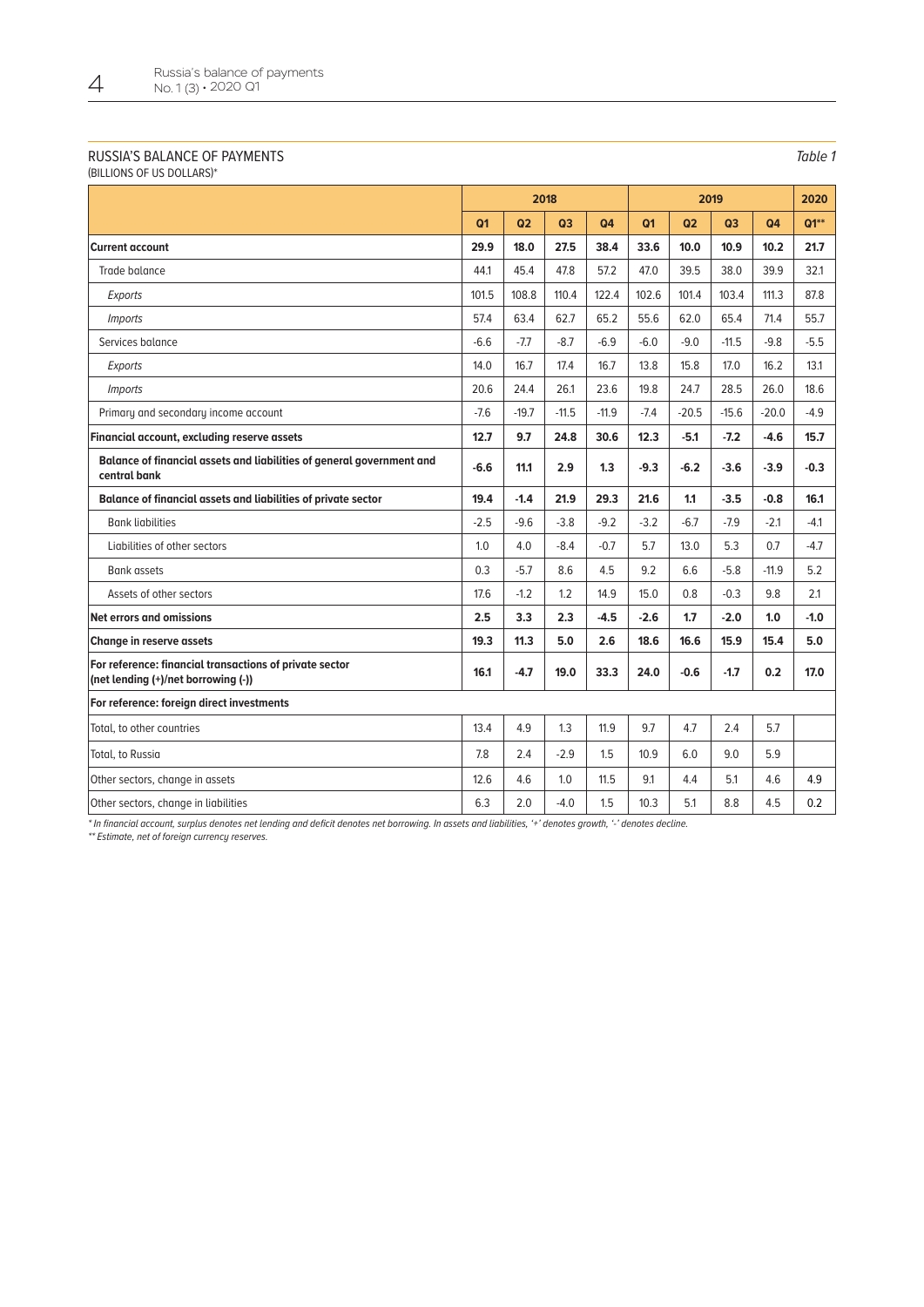RUSSIA'S BALANCE OF PAYMENTS

(BILLIONS OF US DOLLARS)*

*Table 1*

| | 2018 | | | | 2019 | | | | 2020 |
|---|---|---|---|---|---|---|---|---|---|
| | Q1 | Q2 | Q3 | Q4 | Q1 | Q2 | Q3 | Q4 | Q1** |
| **Current account** | **29.9** | **18.0** | **27.5** | **38.4** | **33.6** | **10.0** | **10.9** | **10.2** | **21.7** |
| Trade balance | 44.1 | 45.4 | 47.8 | 57.2 | 47.0 | 39.5 | 38.0 | 39.9 | 32.1 |
| *Exports* | 101.5 | 108.8 | 110.4 | 122.4 | 102.6 | 101.4 | 103.4 | 111.3 | 87.8 |
| *Imports* | 57.4 | 63.4 | 62.7 | 65.2 | 55.6 | 62.0 | 65.4 | 71.4 | 55.7 |
| Services balance | -6.6 | -7.7 | -8.7 | -6.9 | -6.0 | -9.0 | -11.5 | -9.8 | -5.5 |
| *Exports* | 14.0 | 16.7 | 17.4 | 16.7 | 13.8 | 15.8 | 17.0 | 16.2 | 13.1 |
| *Imports* | 20.6 | 24.4 | 26.1 | 23.6 | 19.8 | 24.7 | 28.5 | 26.0 | 18.6 |
| Primary and secondary income account | -7.6 | -19.7 | -11.5 | -11.9 | -7.4 | -20.5 | -15.6 | -20.0 | -4.9 |
| **Financial account, excluding reserve assets** | **12.7** | **9.7** | **24.8** | **30.6** | **12.3** | **-5.1** | **-7.2** | **-4.6** | **15.7** |
| **Balance of financial assets and liabilities of general government and central bank** | **-6.6** | **11.1** | **2.9** | **1.3** | **-9.3** | **-6.2** | **-3.6** | **-3.9** | **-0.3** |
| **Balance of financial assets and liabilities of private sector** | **19.4** | **-1.4** | **21.9** | **29.3** | **21.6** | **1.1** | **-3.5** | **-0.8** | **16.1** |
| Bank liabilities | -2.5 | -9.6 | -3.8 | -9.2 | -3.2 | -6.7 | -7.9 | -2.1 | -4.1 |
| Liabilities of other sectors | 1.0 | 4.0 | -8.4 | -0.7 | 5.7 | 13.0 | 5.3 | 0.7 | -4.7 |
| Bank assets | 0.3 | -5.7 | 8.6 | 4.5 | 9.2 | 6.6 | -5.8 | -11.9 | 5.2 |
| Assets of other sectors | 17.6 | -1.2 | 1.2 | 14.9 | 15.0 | 0.8 | -0.3 | 9.8 | 2.1 |
| **Net errors and omissions** | **2.5** | **3.3** | **2.3** | **-4.5** | **-2.6** | **1.7** | **-2.0** | **1.0** | **-1.0** |
| **Change in reserve assets** | **19.3** | **11.3** | **5.0** | **2.6** | **18.6** | **16.6** | **15.9** | **15.4** | **5.0** |
| **For reference: financial transactions of private sector (net lending (+)/net borrowing (-))** | **16.1** | **-4.7** | **19.0** | **33.3** | **24.0** | **-0.6** | **-1.7** | **0.2** | **17.0** |
| **For reference: foreign direct investments** | | | | | | | | | |
| Total, to other countries | 13.4 | 4.9 | 1.3 | 11.9 | 9.7 | 4.7 | 2.4 | 5.7 | |
| Total, to Russia | 7.8 | 2.4 | -2.9 | 1.5 | 10.9 | 6.0 | 9.0 | 5.9 | |
| Other sectors, change in assets | 12.6 | 4.6 | 1.0 | 11.5 | 9.1 | 4.4 | 5.1 | 4.6 | 4.9 |
| Other sectors, change in liabilities | 6.3 | 2.0 | -4.0 | 1.5 | 10.3 | 5.1 | 8.8 | 4.5 | 0.2 |

*\* In financial account, surplus denotes net lending and deficit denotes net borrowing. In assets and liabilities, '+' denotes growth, '-' denotes decline.*

*\*\* Estimate, net of foreign currency reserves.*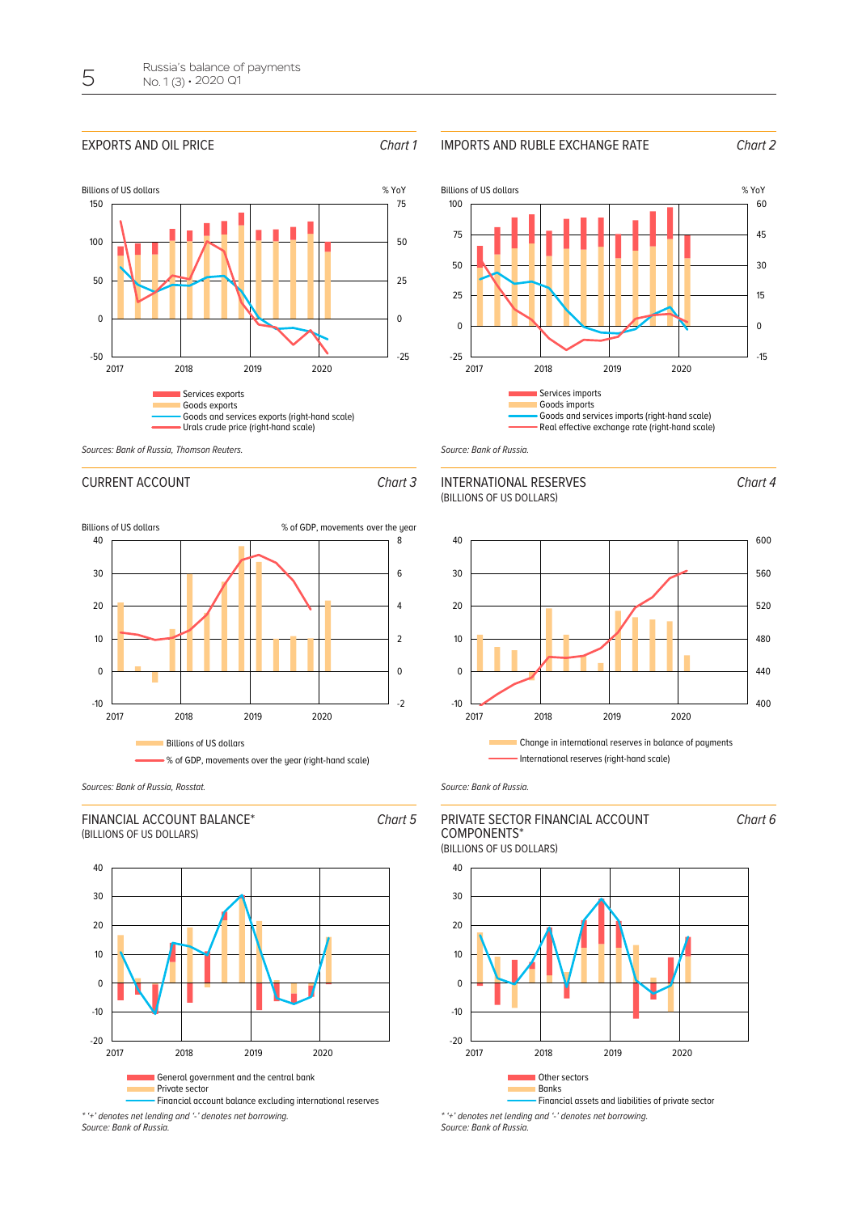## EXPORTS AND OIL PRICE

*Chart 1*

Billions of US dollars | % YoY

- Services exports
- Goods exports
- Goods and services exports (right-hand scale)
- Urals crude price (right-hand scale)

*Sources: Bank of Russia, Thomson Reuters.*

## IMPORTS AND RUBLE EXCHANGE RATE

*Chart 2*

Billions of US dollars | % YoY

- Services imports
- Goods imports
- Goods and services imports (right-hand scale)
- Real effective exchange rate (right-hand scale)

*Source: Bank of Russia.*

## CURRENT ACCOUNT

*Chart 3*

Billions of US dollars | % of GDP, movements over the year

- Billions of US dollars
- % of GDP, movements over the year (right-hand scale)

*Sources: Bank of Russia, Rosstat.*

## INTERNATIONAL RESERVES

(BILLIONS OF US DOLLARS)

*Chart 4*

- Change in international reserves in balance of payments
- International reserves (right-hand scale)

*Source: Bank of Russia.*

## FINANCIAL ACCOUNT BALANCE*

(BILLIONS OF US DOLLARS)

*Chart 5*

- General government and the central bank
- Private sector
- Financial account balance excluding international reserves

*\* '+' denotes net lending and '-' denotes net borrowing.*
*Source: Bank of Russia.*

## PRIVATE SECTOR FINANCIAL ACCOUNT COMPONENTS*

(BILLIONS OF US DOLLARS)

*Chart 6*

- Other sectors
- Banks
- Financial assets and liabilities of private sector

*\* '+' denotes net lending and '-' denotes net borrowing.*
*Source: Bank of Russia.*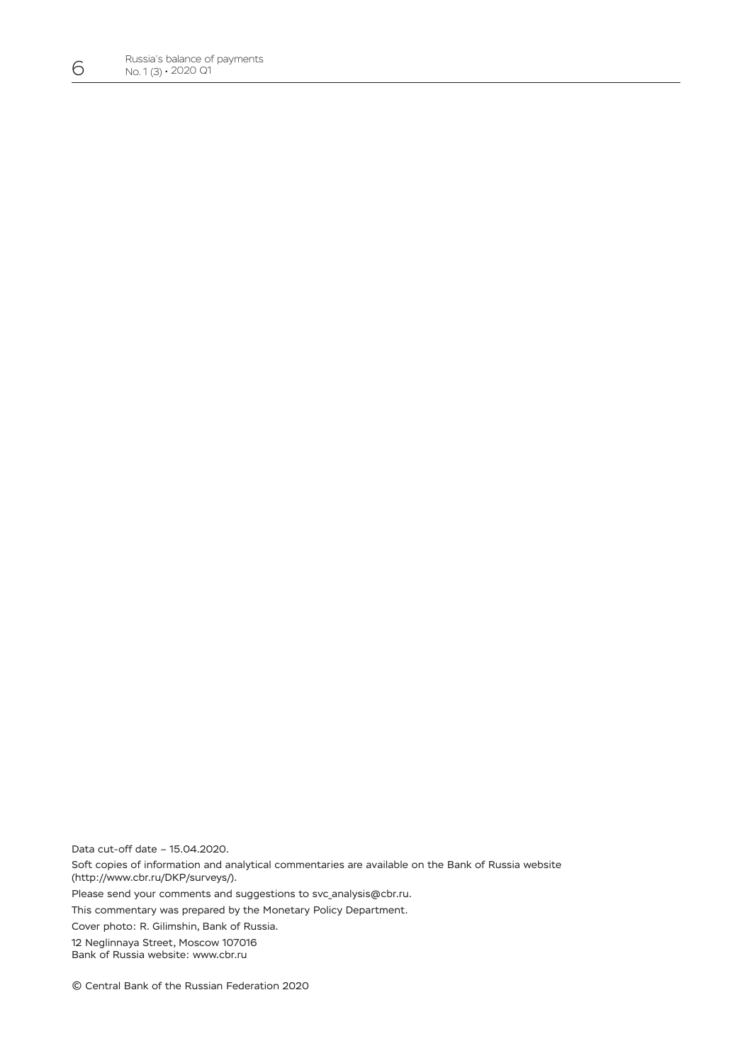Data cut-off date – 15.04.2020.

Soft copies of information and analytical commentaries are available on the Bank of Russia website (http://www.cbr.ru/DKP/surveys/).

Please send your comments and suggestions to svc_analysis@cbr.ru.

This commentary was prepared by the Monetary Policy Department.

Cover photo: R. Gilimshin, Bank of Russia.

12 Neglinnaya Street, Moscow 107016
Bank of Russia website: www.cbr.ru

© Central Bank of the Russian Federation 2020